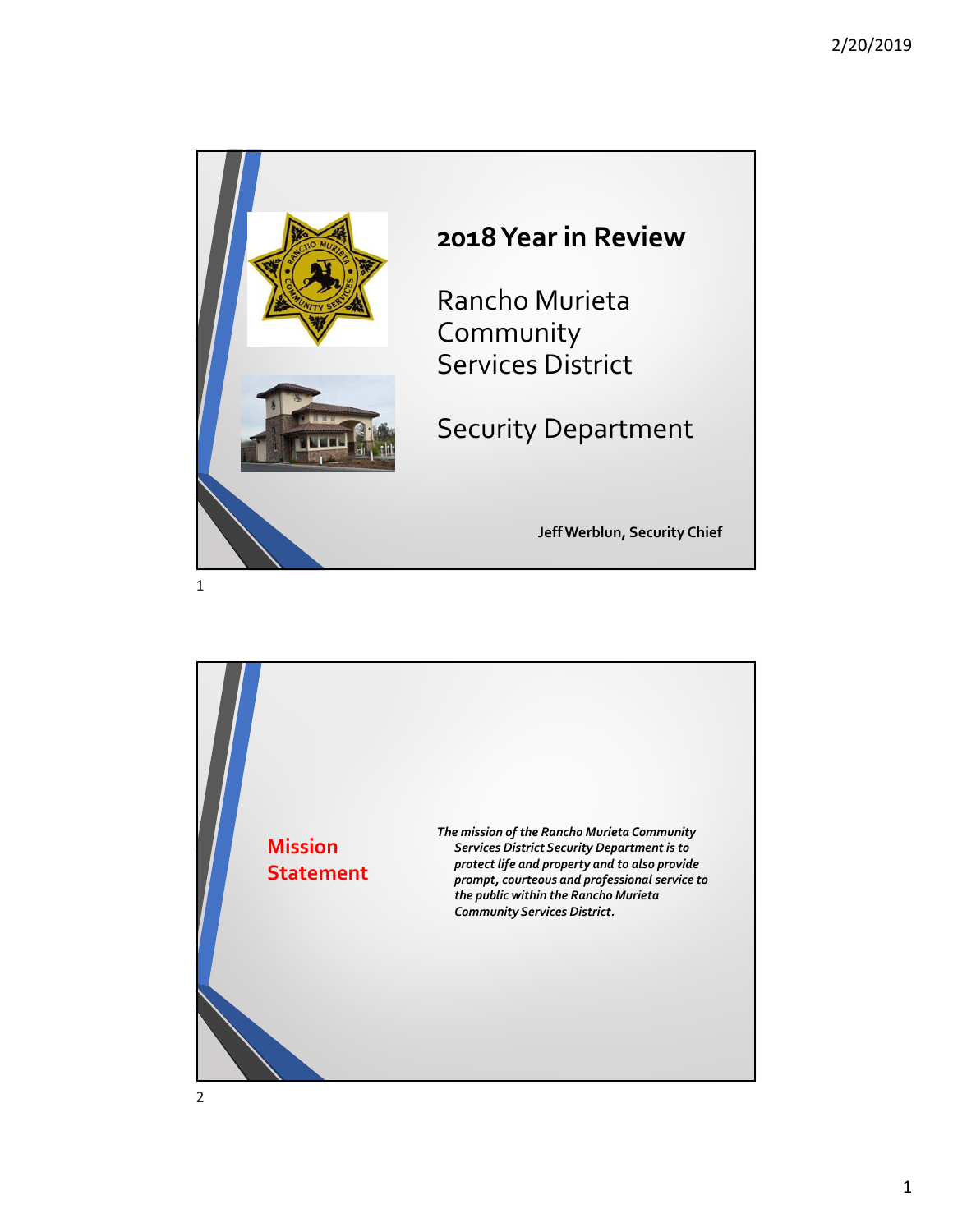# 2018 Year in Review

Rancho Murieta Community Services District

Security Department

**Jeff Werblun, Security Chief**

## Mission Statement

*The mission of the Rancho Murieta Community Services District Security Department is to protect life and property and to also provide prompt, courteous and professional service to the public within the Rancho Murieta Community Services District.*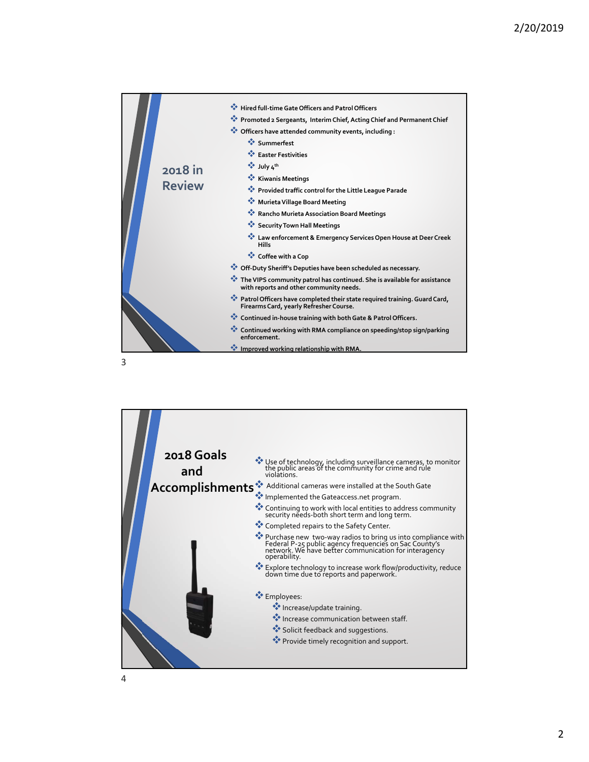## 2018 in Review

- Hired full-time Gate Officers and Patrol Officers
- Promoted 2 Sergeants, Interim Chief, Acting Chief and Permanent Chief
- Officers have attended community events, including :
  - Summerfest
  - Easter Festivities
  - July 4th
  - Kiwanis Meetings
  - Provided traffic control for the Little League Parade
  - Murieta Village Board Meeting
  - Rancho Murieta Association Board Meetings
  - Security Town Hall Meetings
  - Law enforcement & Emergency Services Open House at Deer Creek Hills
  - Coffee with a Cop
- Off-Duty Sheriff's Deputies have been scheduled as necessary.
- The VIPS community patrol has continued. She is available for assistance with reports and other community needs.
- Patrol Officers have completed their state required training. Guard Card, Firearms Card, yearly Refresher Course.
- Continued in-house training with both Gate & Patrol Officers.
- Continued working with RMA compliance on speeding/stop sign/parking enforcement.
- Improved working relationship with RMA.

## 2018 Goals and Accomplishments

- Use of technology, including surveillance cameras, to monitor the public areas of the community for crime and rule violations.
- Additional cameras were installed at the South Gate
- Implemented the Gateaccess.net program.
- Continuing to work with local entities to address community security needs-both short term and long term.
- Completed repairs to the Safety Center.
- Purchase new two-way radios to bring us into compliance with Federal P-25 public agency frequencies on Sac County's network. We have better communication for interagency operability.
- Explore technology to increase work flow/productivity, reduce down time due to reports and paperwork.
- Employees:
  - Increase/update training.
  - Increase communication between staff.
  - Solicit feedback and suggestions.
  - Provide timely recognition and support.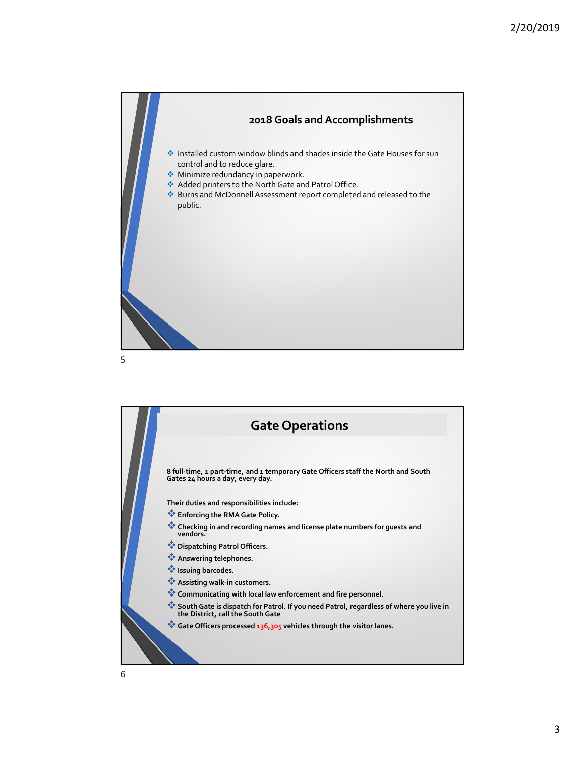## 2018 Goals and Accomplishments

- Installed custom window blinds and shades inside the Gate Houses for sun control and to reduce glare.
- Minimize redundancy in paperwork.
- Added printers to the North Gate and Patrol Office.
- Burns and McDonnell Assessment report completed and released to the public.

## Gate Operations

**8 full-time, 1 part-time, and 1 temporary Gate Officers staff the North and South Gates 24 hours a day, every day.**

**Their duties and responsibilities include:**

- **Enforcing the RMA Gate Policy.**
- **Checking in and recording names and license plate numbers for guests and vendors.**
- **Dispatching Patrol Officers.**
- **Answering telephones.**
- **Issuing barcodes.**
- **Assisting walk-in customers.**
- **Communicating with local law enforcement and fire personnel.**
- **South Gate is dispatch for Patrol. If you need Patrol, regardless of where you live in the District, call the South Gate**
- **Gate Officers processed 136,305 vehicles through the visitor lanes.**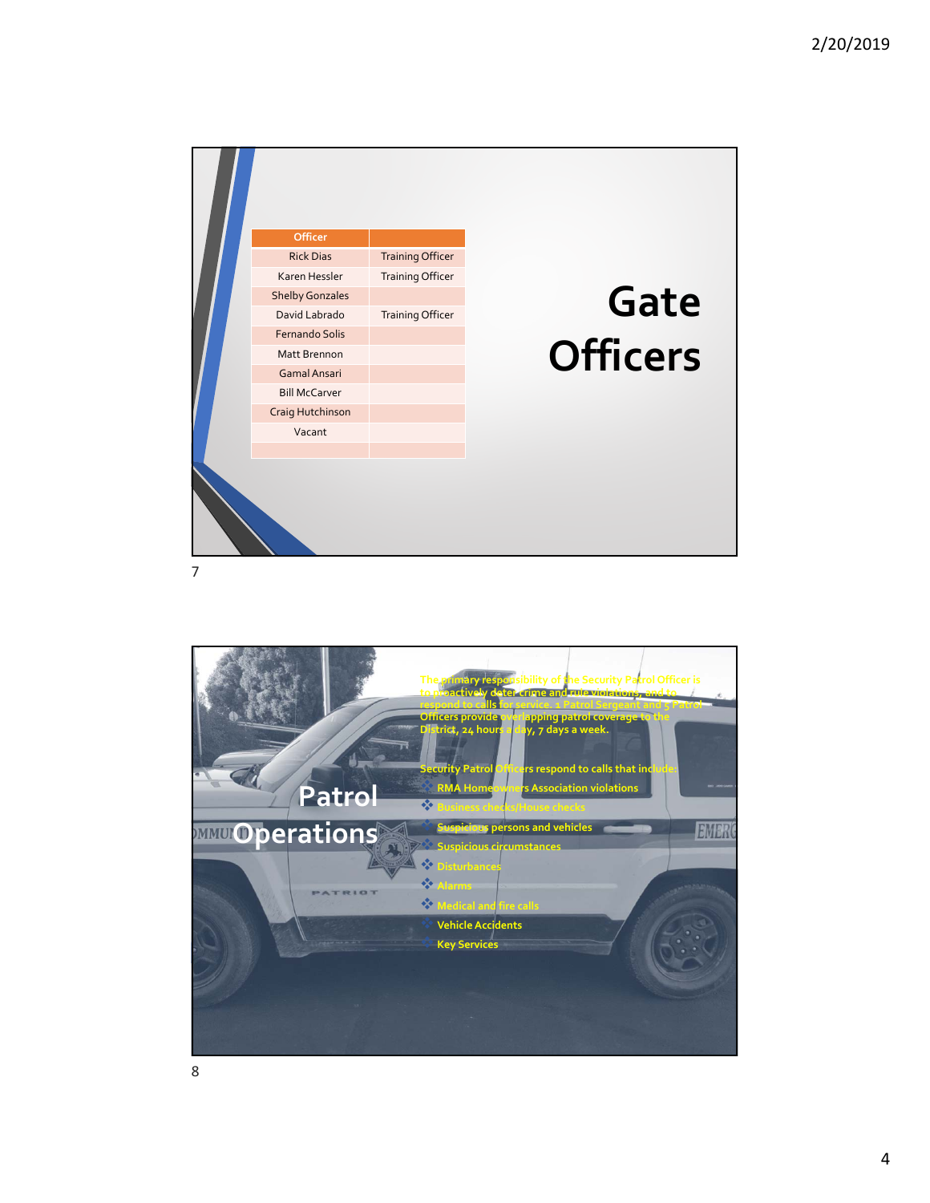# Gate Officers

| Officer | |
|---|---|
| Rick Dias | Training Officer |
| Karen Hessler | Training Officer |
| Shelby Gonzales | |
| David Labrado | Training Officer |
| Fernando Solis | |
| Matt Brennon | |
| Gamal Ansari | |
| Bill McCarver | |
| Craig Hutchinson | |
| Vacant | |
| | |

# Patrol Operations

The primary responsibility of the Security Patrol Officer is to proactively deter crime and rule violations, and to respond to calls for service. 1 Patrol Sergeant and 5 Patrol Officers provide overlapping patrol coverage to the District, 24 hours a day, 7 days a week.

Security Patrol Officers respond to calls that include:

- RMA Homeowners Association violations
- Business checks/House checks
- Suspicious persons and vehicles
- Suspicious circumstances
- Disturbances
- Alarms
- Medical and fire calls
- Vehicle Accidents
- Key Services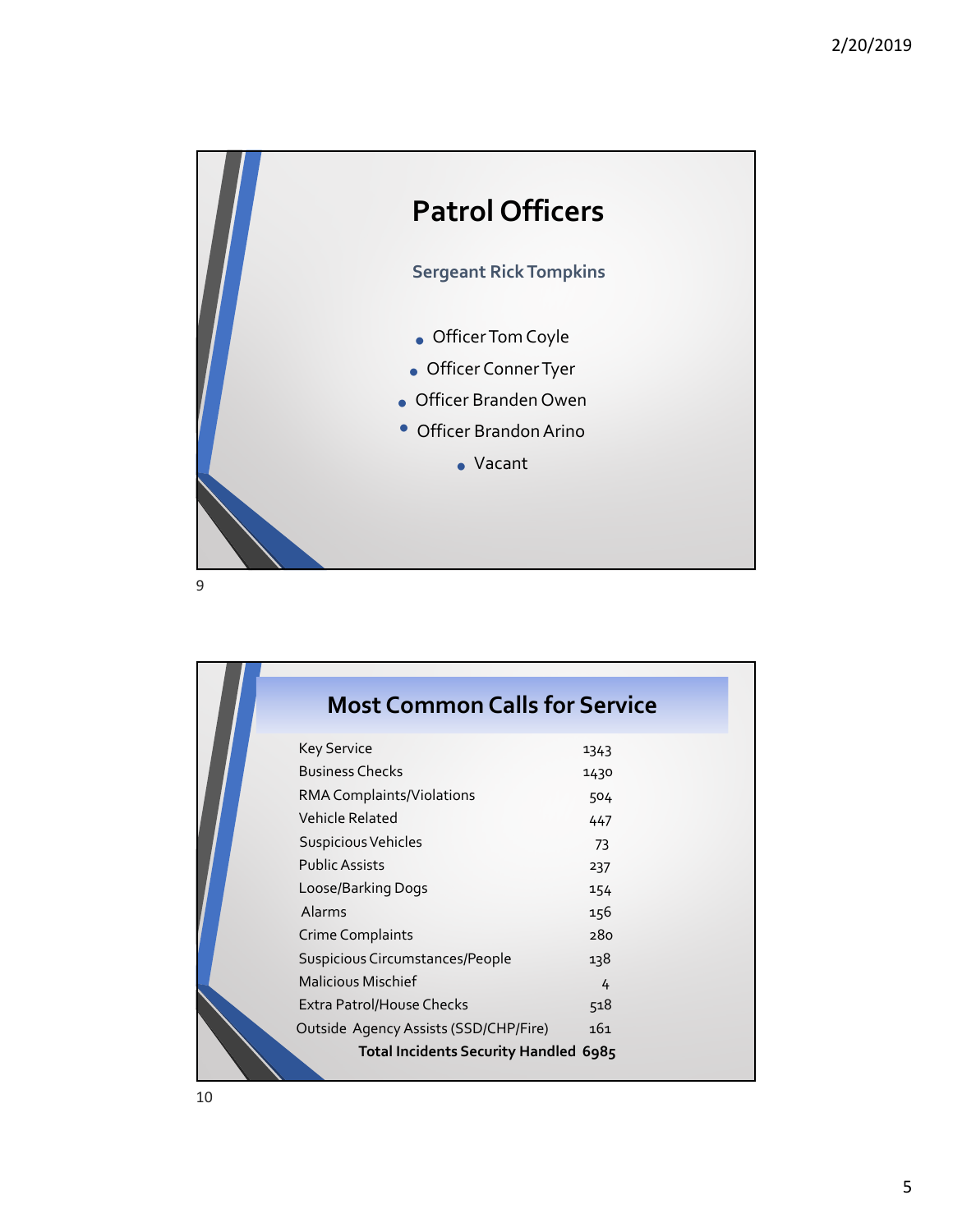## Patrol Officers

**Sergeant Rick Tompkins**

- Officer Tom Coyle
- Officer Conner Tyer
- Officer Branden Owen
- Officer Brandon Arino
- Vacant

## Most Common Calls for Service

| Call Type | Count |
|---|---|
| Key Service | 1343 |
| Business Checks | 1430 |
| RMA Complaints/Violations | 504 |
| Vehicle Related | 447 |
| Suspicious Vehicles | 73 |
| Public Assists | 237 |
| Loose/Barking Dogs | 154 |
| Alarms | 156 |
| Crime Complaints | 280 |
| Suspicious Circumstances/People | 138 |
| Malicious Mischief | 4 |
| Extra Patrol/House Checks | 518 |
| Outside Agency Assists (SSD/CHP/Fire) | 161 |
| **Total Incidents Security Handled** | **6985** |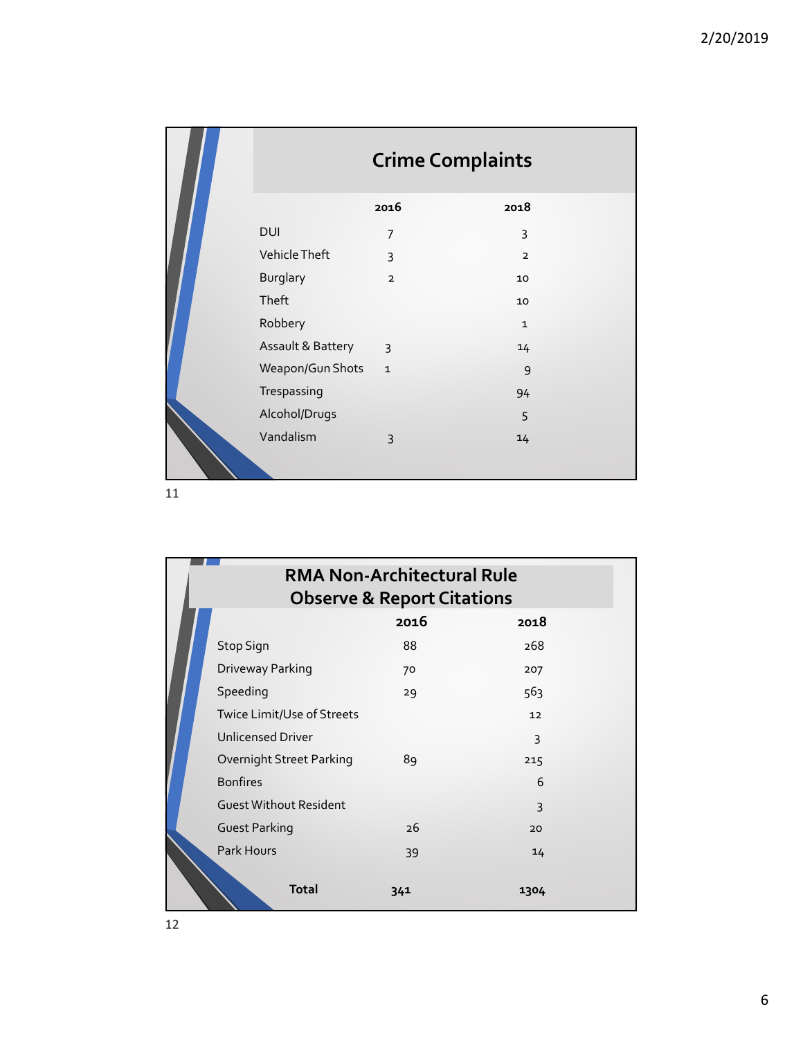## Crime Complaints

| | 2016 | 2018 |
|---|---|---|
| DUI | 7 | 3 |
| Vehicle Theft | 3 | 2 |
| Burglary | 2 | 10 |
| Theft | | 10 |
| Robbery | | 1 |
| Assault & Battery | 3 | 14 |
| Weapon/Gun Shots | 1 | 9 |
| Trespassing | | 94 |
| Alcohol/Drugs | | 5 |
| Vandalism | 3 | 14 |

## RMA Non-Architectural Rule Observe & Report Citations

| | 2016 | 2018 |
|---|---|---|
| Stop Sign | 88 | 268 |
| Driveway Parking | 70 | 207 |
| Speeding | 29 | 563 |
| Twice Limit/Use of Streets | | 12 |
| Unlicensed Driver | | 3 |
| Overnight Street Parking | 89 | 215 |
| Bonfires | | 6 |
| Guest Without Resident | | 3 |
| Guest Parking | 26 | 20 |
| Park Hours | 39 | 14 |
| **Total** | **341** | **1304** |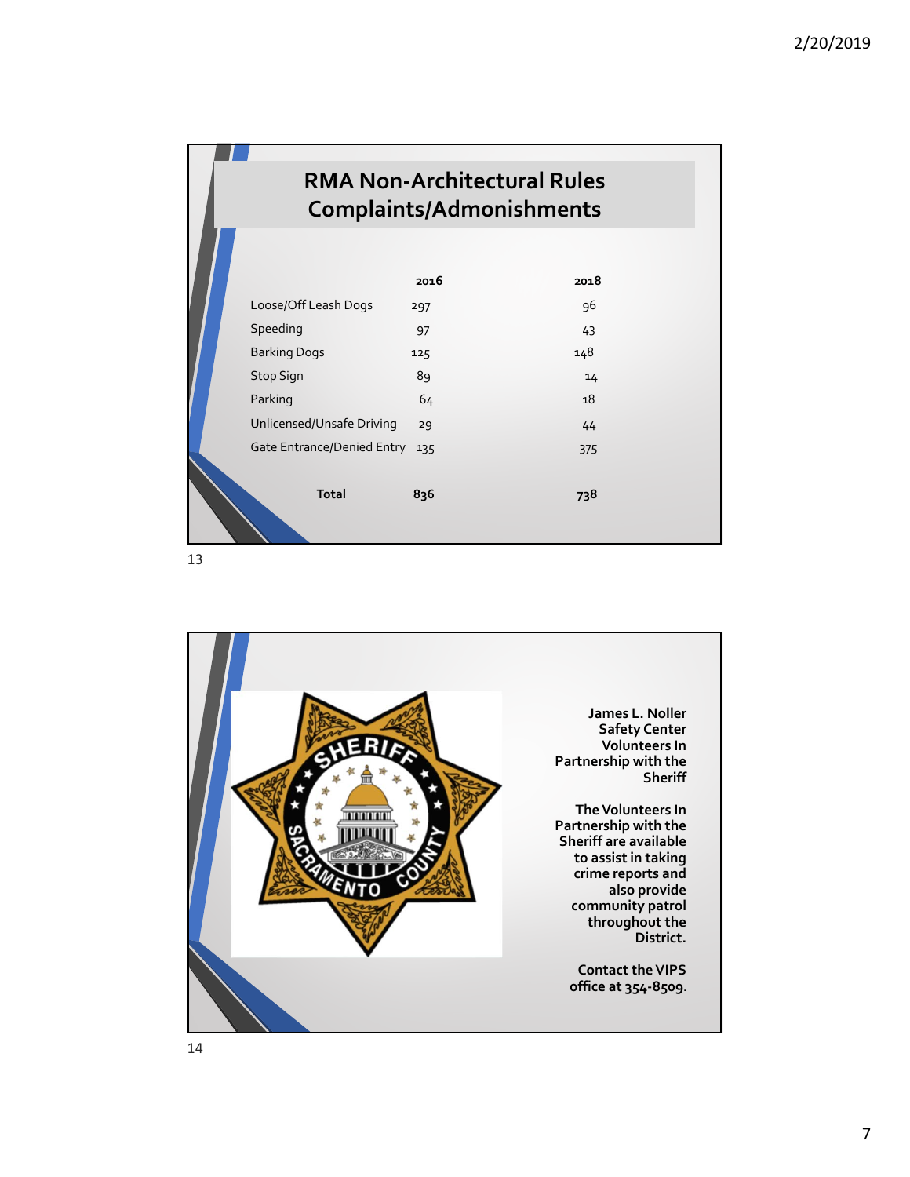## RMA Non-Architectural Rules Complaints/Admonishments

| | 2016 | 2018 |
|---|---|---|
| Loose/Off Leash Dogs | 297 | 96 |
| Speeding | 97 | 43 |
| Barking Dogs | 125 | 148 |
| Stop Sign | 89 | 14 |
| Parking | 64 | 18 |
| Unlicensed/Unsafe Driving | 29 | 44 |
| Gate Entrance/Denied Entry | 135 | 375 |
| **Total** | **836** | **738** |

**James L. Noller Safety Center Volunteers In Partnership with the Sheriff**

**The Volunteers In Partnership with the Sheriff are available to assist in taking crime reports and also provide community patrol throughout the District.**

**Contact the VIPS office at 354-8509.**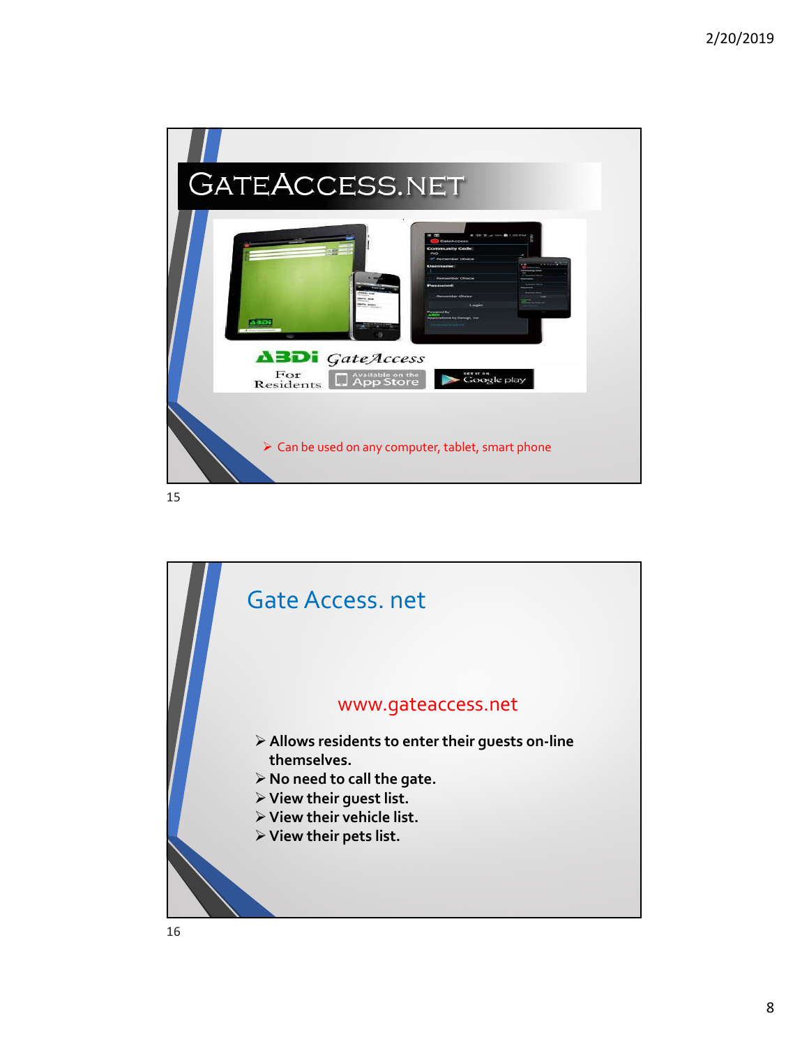## GateAccess.net

ABDi GateAccess For Residents — Available on the App Store — Get it on Google play

- Can be used on any computer, tablet, smart phone

## Gate Access. net

www.gateaccess.net

- **Allows residents to enter their guests on-line themselves.**
- **No need to call the gate.**
- **View their guest list.**
- **View their vehicle list.**
- **View their pets list.**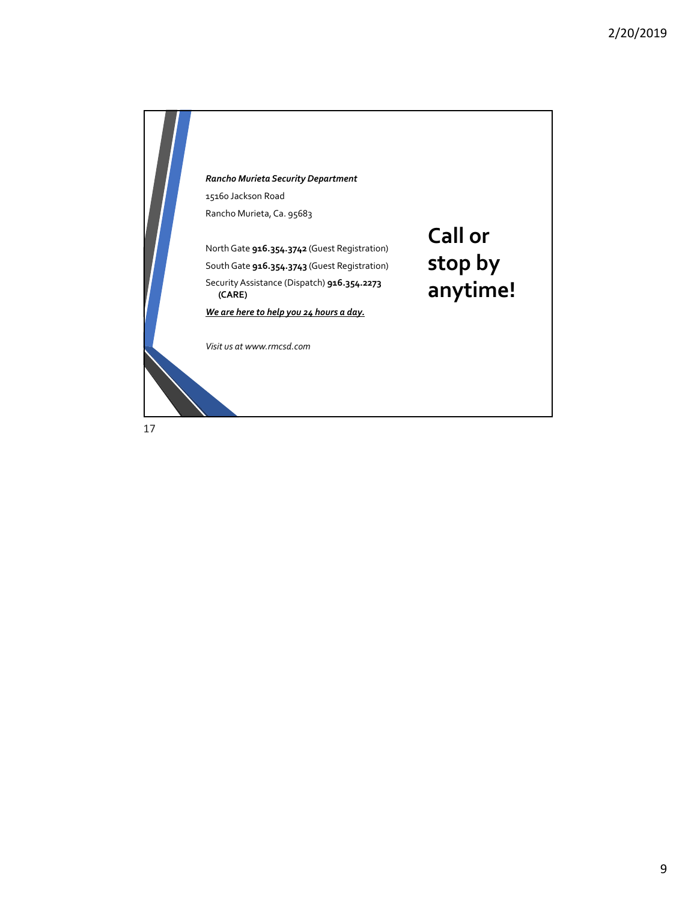***Rancho Murieta Security Department***

15160 Jackson Road

Rancho Murieta, Ca. 95683

North Gate **916.354.3742** (Guest Registration)

South Gate **916.354.3743** (Guest Registration)

Security Assistance (Dispatch) **916.354.2273 (CARE)**

***We are here to help you 24 hours a day.***

*Visit us at www.rmcsd.com*

# Call or stop by anytime!